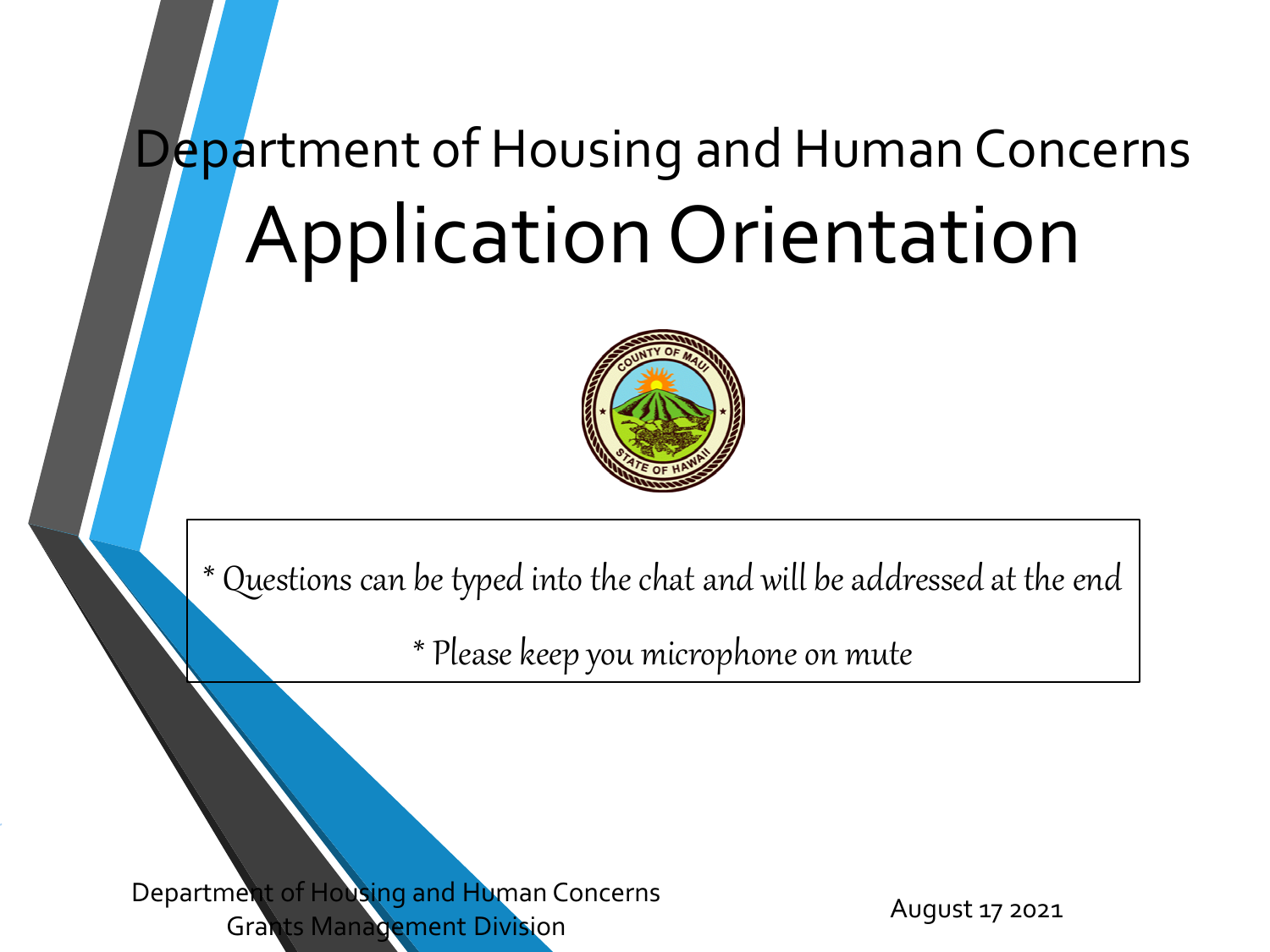# Department of Housing and Human Concerns

# Application Orientation

\* Questions can be typed into the chat and will be addressed at the end

\* Please keep you microphone on mute

Department of Housing and Human Concerns
Grants Management Division

August 17 2021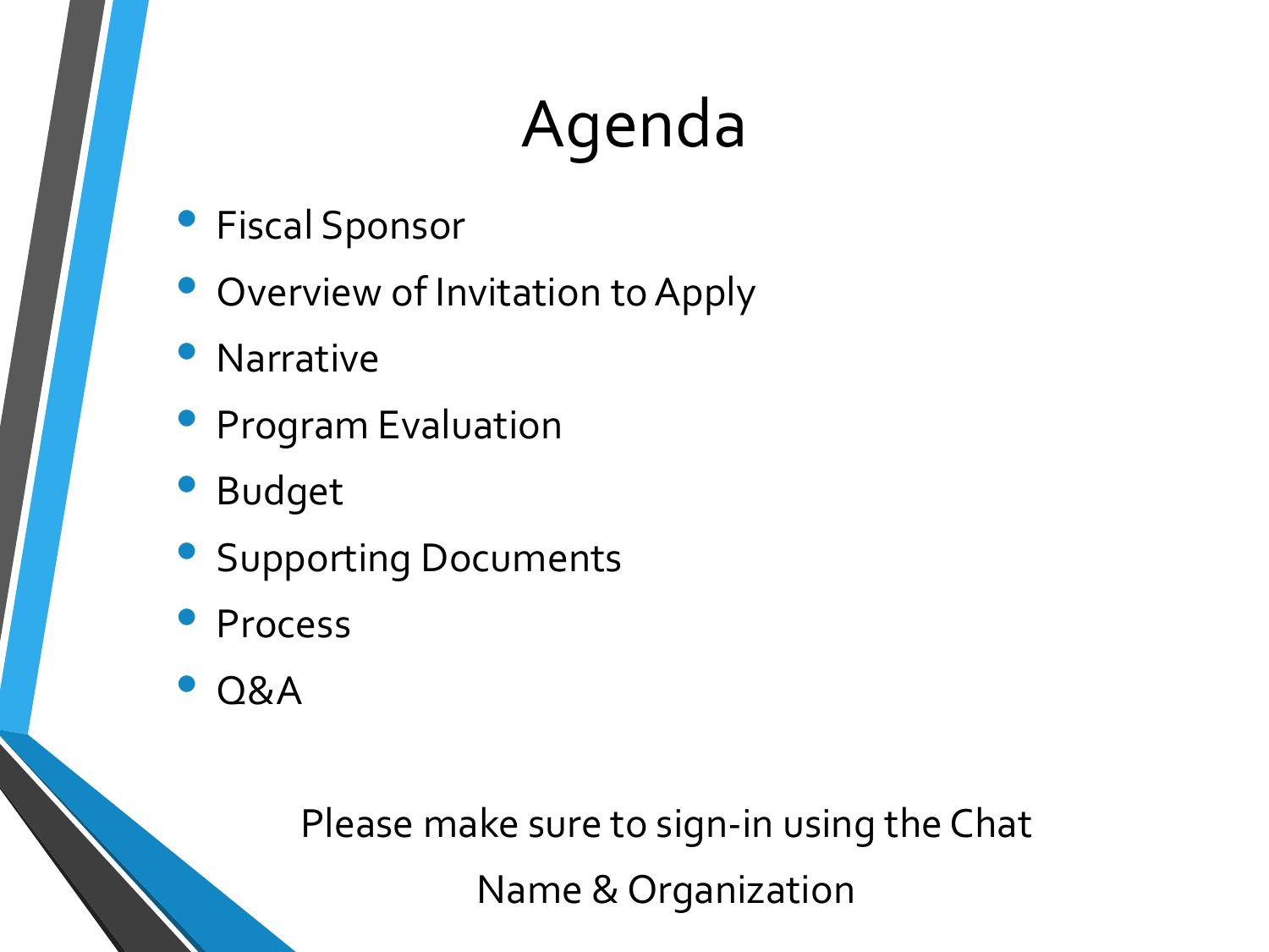# Agenda

- Fiscal Sponsor
- Overview of Invitation to Apply
- Narrative
- Program Evaluation
- Budget
- Supporting Documents
- Process
- Q&A

Please make sure to sign-in using the Chat

Name & Organization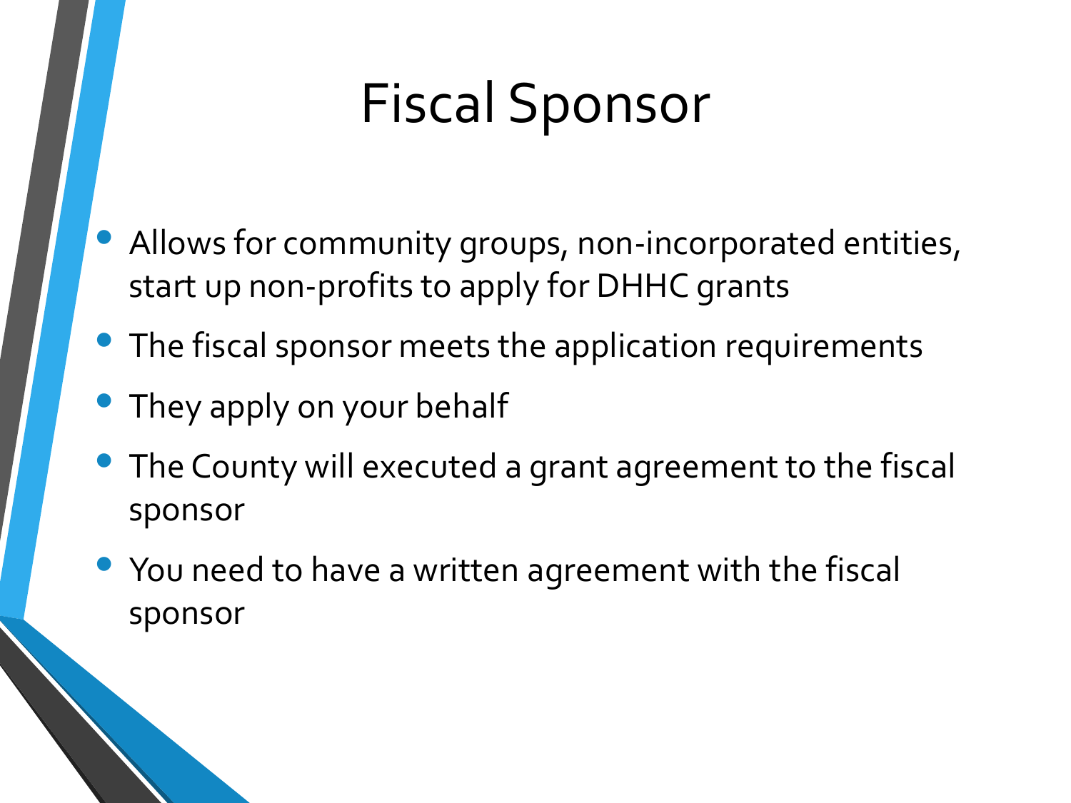# Fiscal Sponsor

- Allows for community groups, non-incorporated entities, start up non-profits to apply for DHHC grants
- The fiscal sponsor meets the application requirements
- They apply on your behalf
- The County will executed a grant agreement to the fiscal sponsor
- You need to have a written agreement with the fiscal sponsor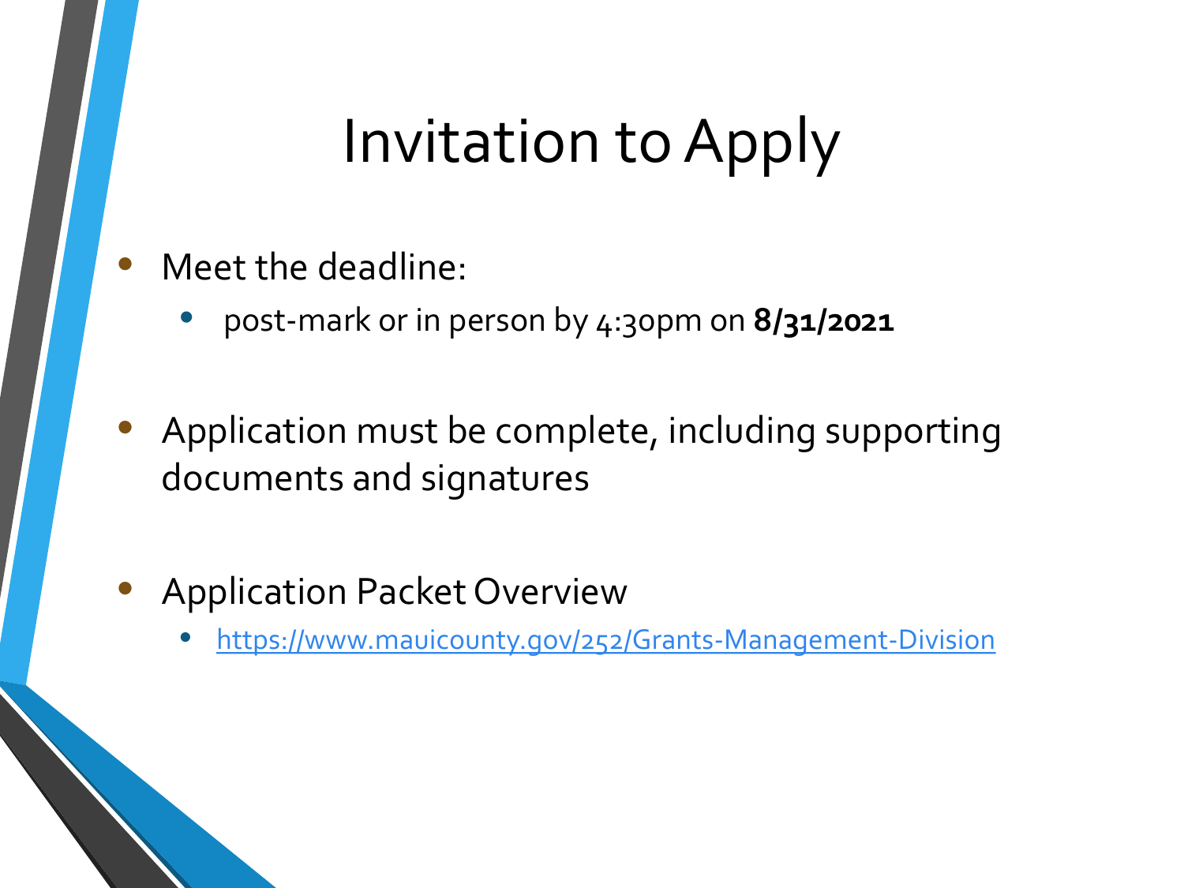# Invitation to Apply

- Meet the deadline:
  - post-mark or in person by 4:30pm on **8/31/2021**
- Application must be complete, including supporting documents and signatures
- Application Packet Overview
  - https://www.mauicounty.gov/252/Grants-Management-Division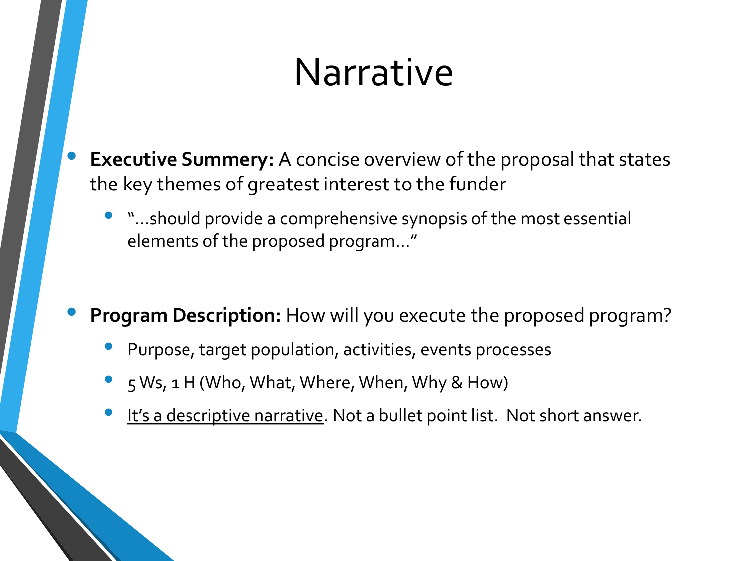# Narrative

- **Executive Summery:** A concise overview of the proposal that states the key themes of greatest interest to the funder
  - "…should provide a comprehensive synopsis of the most essential elements of the proposed program…"

- **Program Description:** How will you execute the proposed program?
  - Purpose, target population, activities, events processes
  - 5 Ws, 1 H (Who, What, Where, When, Why & How)
  - <u>It's a descriptive narrative</u>. Not a bullet point list. Not short answer.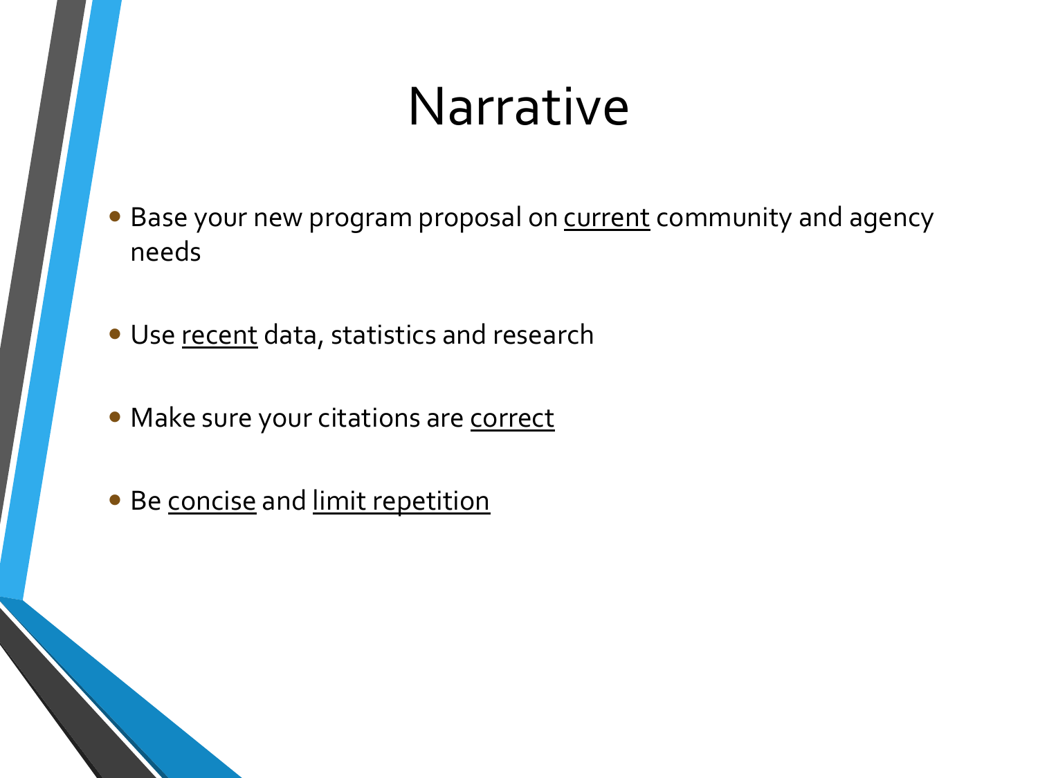# Narrative

- Base your new program proposal on <u>current</u> community and agency needs
- Use <u>recent</u> data, statistics and research
- Make sure your citations are <u>correct</u>
- Be <u>concise</u> and <u>limit repetition</u>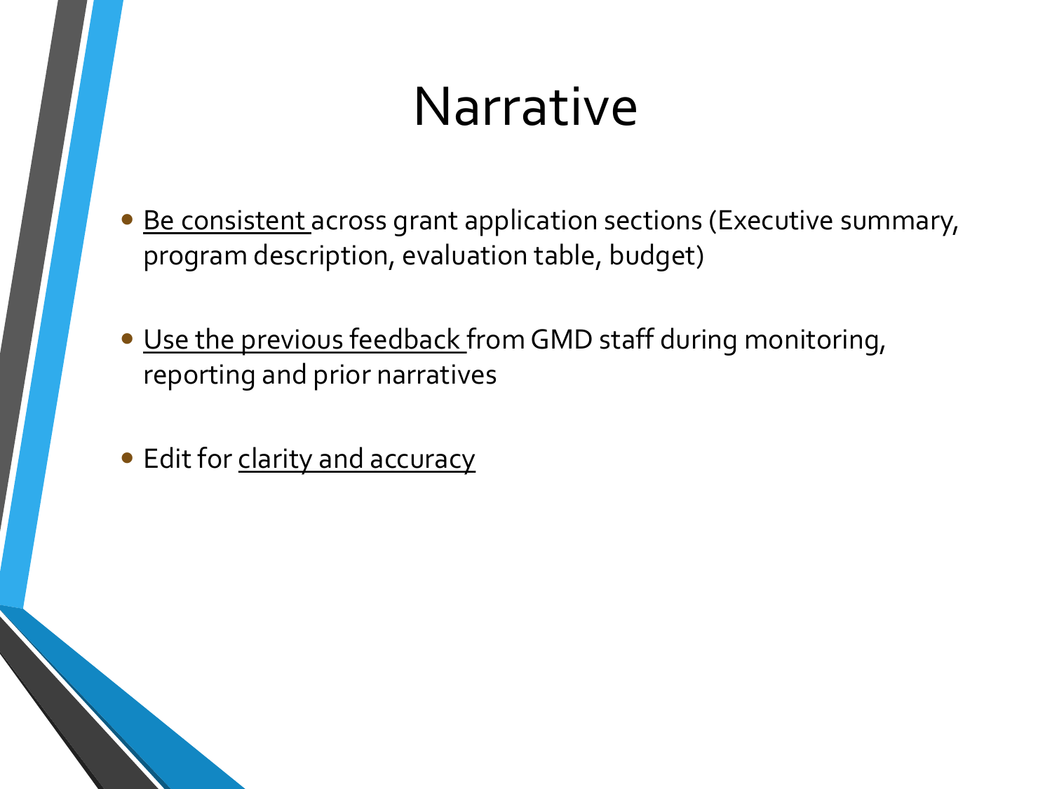# Narrative

- <u>Be consistent</u> across grant application sections (Executive summary, program description, evaluation table, budget)

- <u>Use the previous feedback</u> from GMD staff during monitoring, reporting and prior narratives

- Edit for <u>clarity and accuracy</u>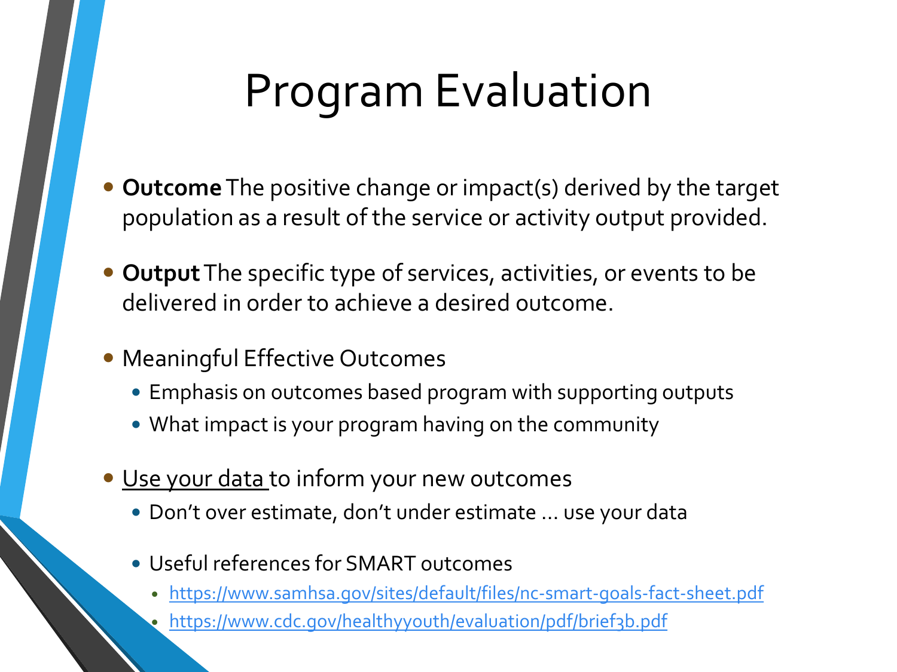# Program Evaluation

- **Outcome** The positive change or impact(s) derived by the target population as a result of the service or activity output provided.
- **Output** The specific type of services, activities, or events to be delivered in order to achieve a desired outcome.
- Meaningful Effective Outcomes
  - Emphasis on outcomes based program with supporting outputs
  - What impact is your program having on the community
- Use your data to inform your new outcomes
  - Don't over estimate, don't under estimate … use your data
  - Useful references for SMART outcomes
    - https://www.samhsa.gov/sites/default/files/nc-smart-goals-fact-sheet.pdf
    - https://www.cdc.gov/healthyyouth/evaluation/pdf/brief3b.pdf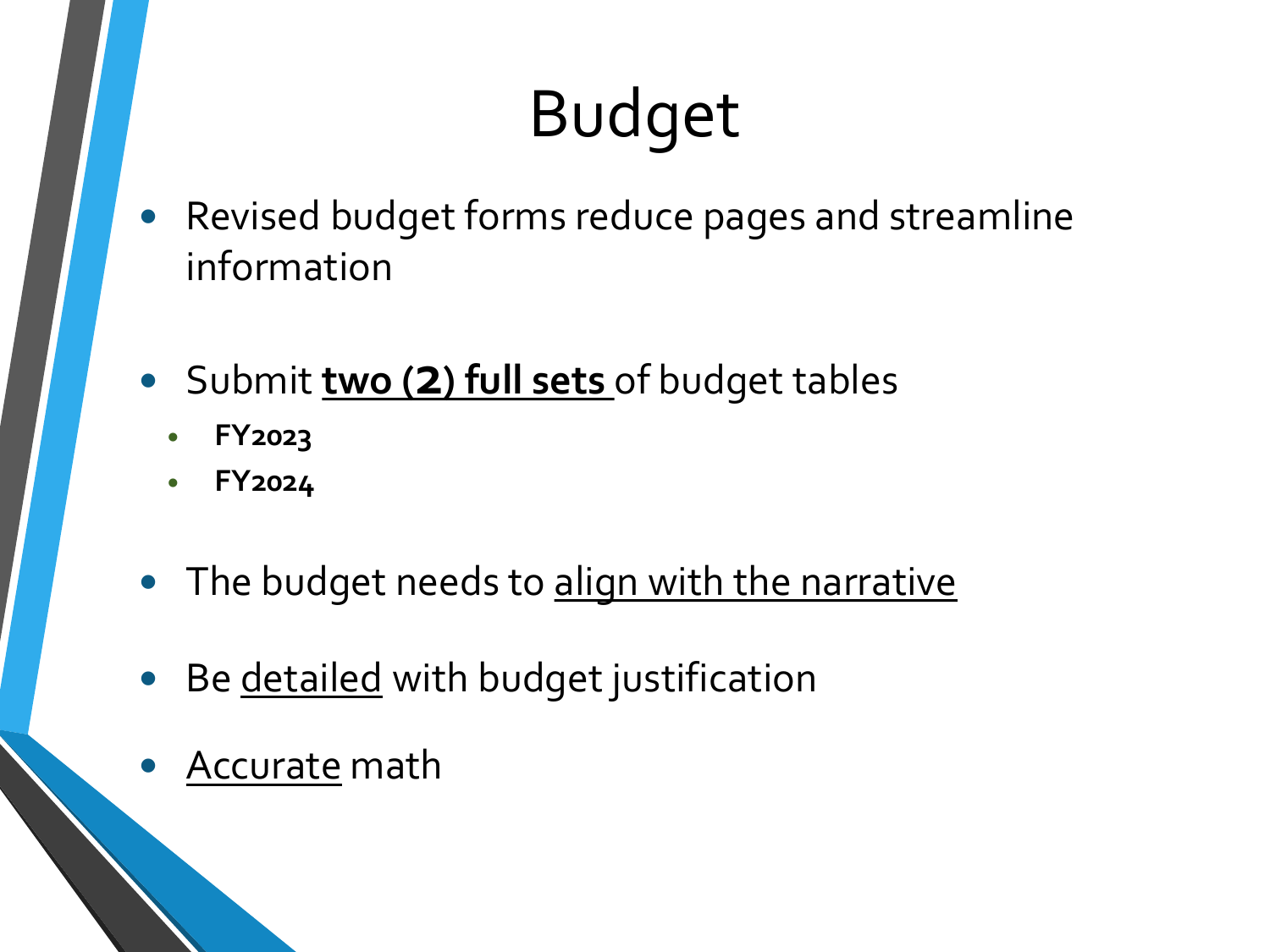# Budget

- Revised budget forms reduce pages and streamline information

- Submit <u>**two (2) full sets**</u> of budget tables
  - **FY2023**
  - **FY2024**

- The budget needs to <u>align with the narrative</u>

- Be <u>detailed</u> with budget justification

- <u>Accurate</u> math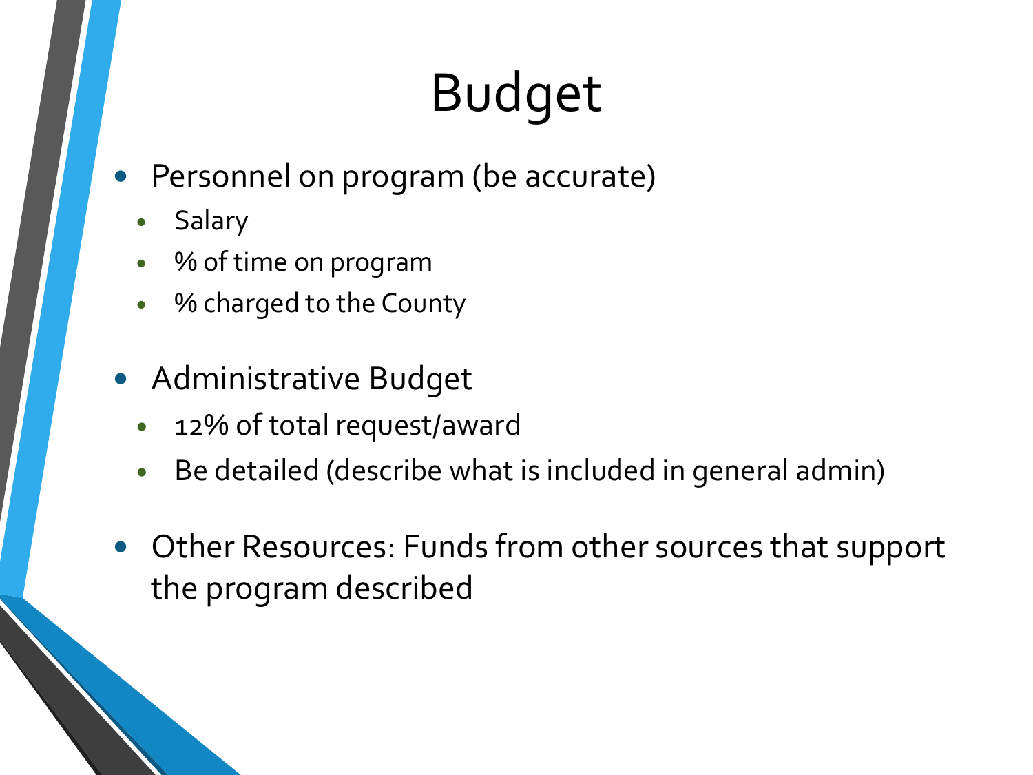# Budget

- Personnel on program (be accurate)
  - Salary
  - % of time on program
  - % charged to the County
- Administrative Budget
  - 12% of total request/award
  - Be detailed (describe what is included in general admin)
- Other Resources: Funds from other sources that support the program described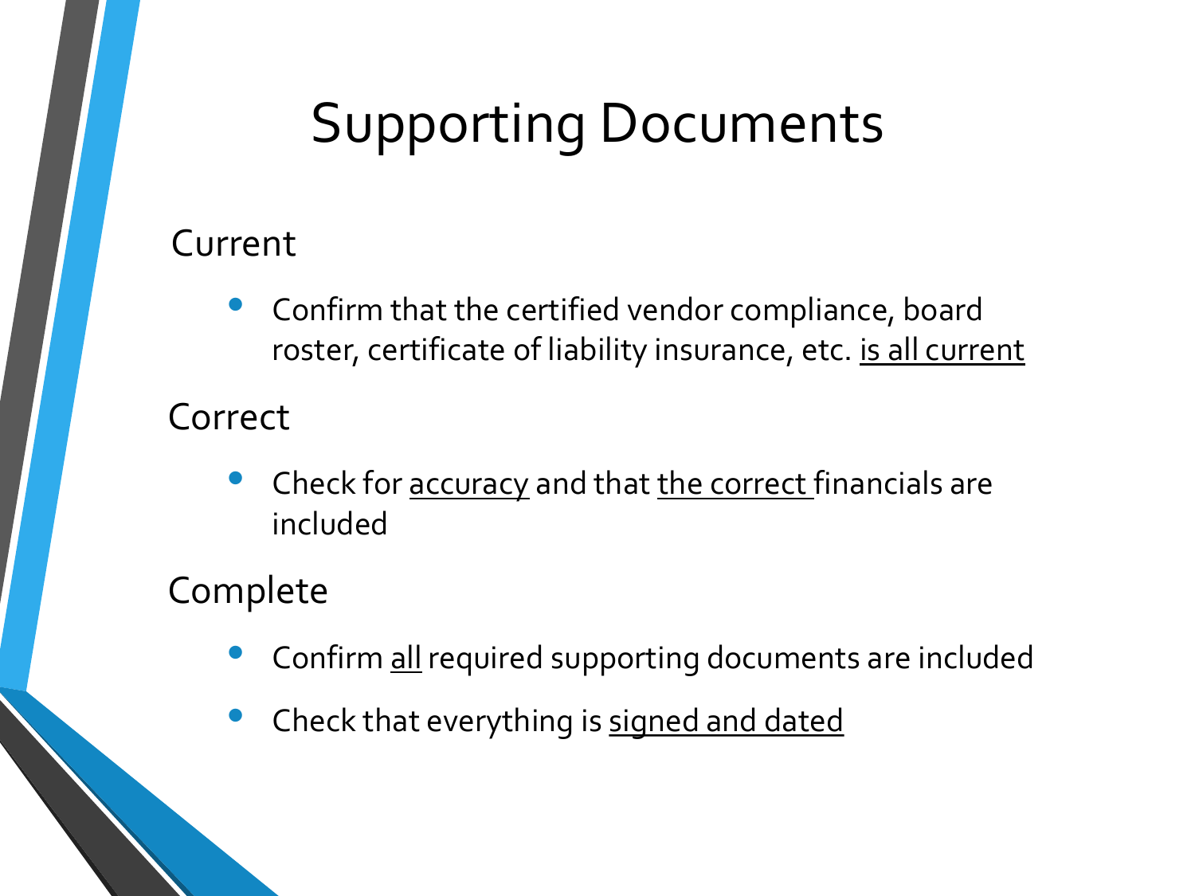# Supporting Documents

## Current

- Confirm that the certified vendor compliance, board roster, certificate of liability insurance, etc. <u>is all current</u>

## Correct

- Check for <u>accuracy</u> and that <u>the correct</u> financials are included

## Complete

- Confirm <u>all</u> required supporting documents are included
- Check that everything is <u>signed and dated</u>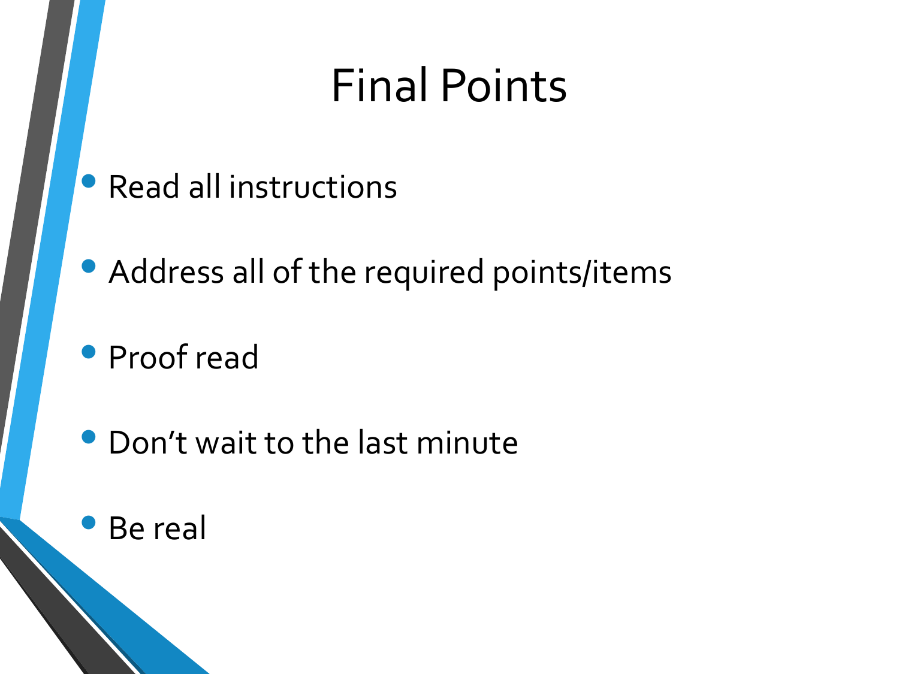# Final Points

- Read all instructions
- Address all of the required points/items
- Proof read
- Don't wait to the last minute
- Be real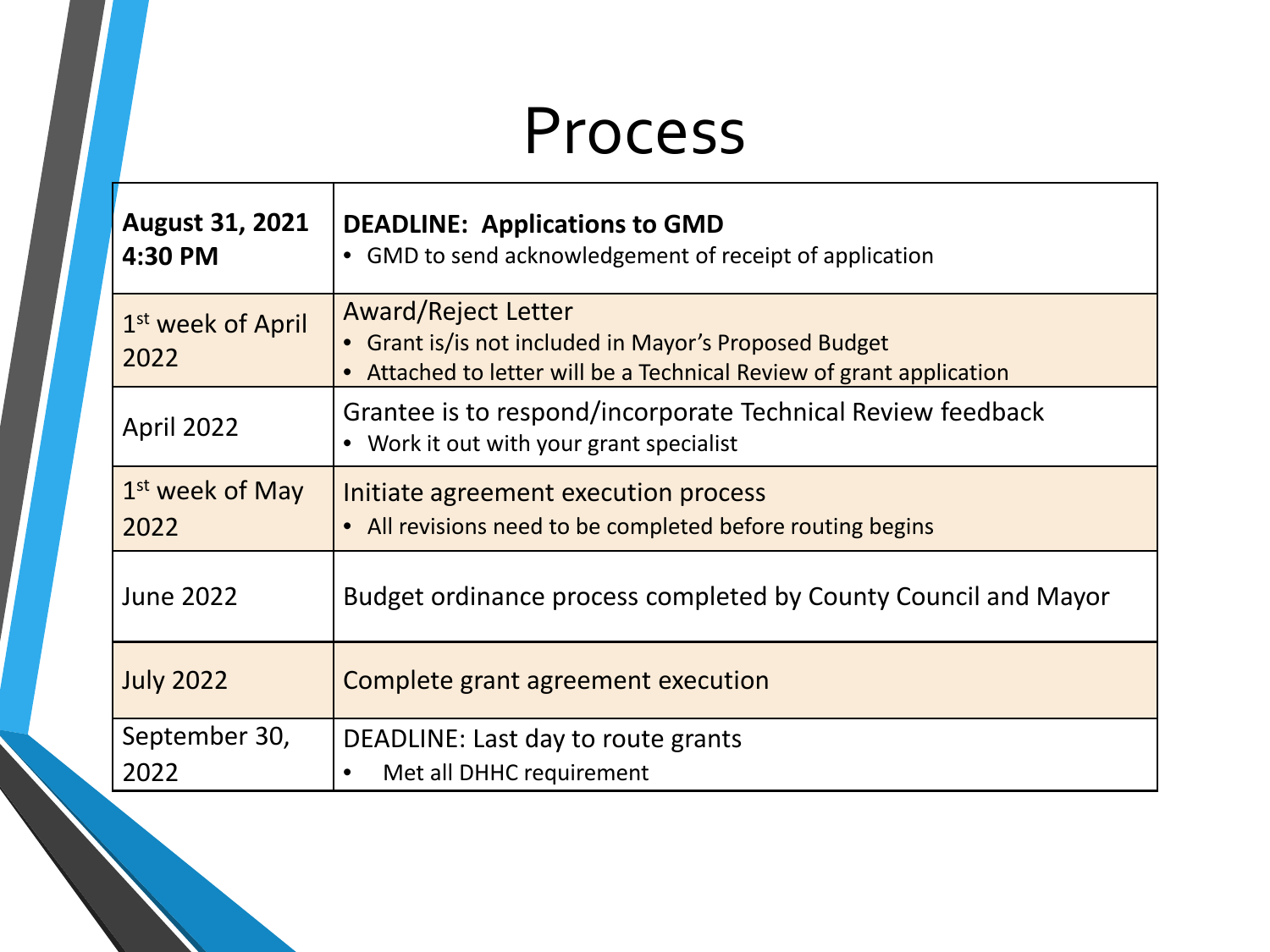# Process

| | |
|---|---|
| **August 31, 2021 4:30 PM** | **DEADLINE: Applications to GMD**<br>• GMD to send acknowledgement of receipt of application |
| 1st week of April 2022 | Award/Reject Letter<br>• Grant is/is not included in Mayor's Proposed Budget<br>• Attached to letter will be a Technical Review of grant application |
| April 2022 | Grantee is to respond/incorporate Technical Review feedback<br>• Work it out with your grant specialist |
| 1st week of May 2022 | Initiate agreement execution process<br>• All revisions need to be completed before routing begins |
| June 2022 | Budget ordinance process completed by County Council and Mayor |
| July 2022 | Complete grant agreement execution |
| September 30, 2022 | DEADLINE: Last day to route grants<br>• Met all DHHC requirement |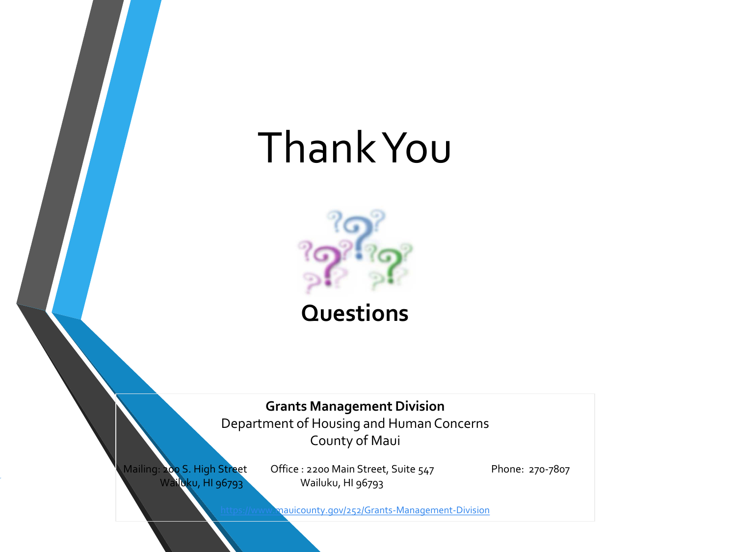# Thank You

**Questions**

**Grants Management Division**
Department of Housing and Human Concerns
County of Maui

Mailing: 200 S. High Street
Wailuku, HI 96793

Office : 2200 Main Street, Suite 547
Wailuku, HI 96793

Phone: 270-7807

https://www.mauicounty.gov/252/Grants-Management-Division